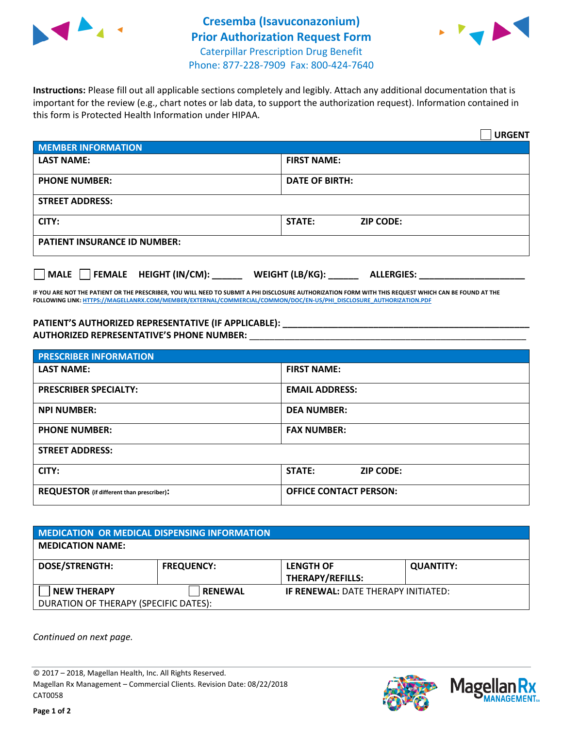# Cresemba (Isavuconazonium) Prior Authorization Request Form

Caterpillar Prescription Drug Benefit
Phone: 877-228-7909 Fax: 800-424-7640

**Instructions:** Please fill out all applicable sections completely and legibly. Attach any additional documentation that is important for the review (e.g., chart notes or lab data, to support the authorization request). Information contained in this form is Protected Health Information under HIPAA.

☐ **URGENT**

| **MEMBER INFORMATION** | | |
|---|---|---|
| **LAST NAME:** | **FIRST NAME:** | |
| **PHONE NUMBER:** | **DATE OF BIRTH:** | |
| **STREET ADDRESS:** | | |
| **CITY:** | **STATE:** | **ZIP CODE:** |
| **PATIENT INSURANCE ID NUMBER:** | | |

☐ **MALE** ☐ **FEMALE** **HEIGHT (IN/CM):** ______ **WEIGHT (LB/KG):** ______ **ALLERGIES:** ____________________

**IF YOU ARE NOT THE PATIENT OR THE PRESCRIBER, YOU WILL NEED TO SUBMIT A PHI DISCLOSURE AUTHORIZATION FORM WITH THIS REQUEST WHICH CAN BE FOUND AT THE FOLLOWING LINK:** HTTPS://MAGELLANRX.COM/MEMBER/EXTERNAL/COMMERCIAL/COMMON/DOC/EN-US/PHI_DISCLOSURE_AUTHORIZATION.PDF

**PATIENT'S AUTHORIZED REPRESENTATIVE (IF APPLICABLE):** ____________________________________________

**AUTHORIZED REPRESENTATIVE'S PHONE NUMBER:** ____________________________________________

| **PRESCRIBER INFORMATION** | | |
|---|---|---|
| **LAST NAME:** | **FIRST NAME:** | |
| **PRESCRIBER SPECIALTY:** | **EMAIL ADDRESS:** | |
| **NPI NUMBER:** | **DEA NUMBER:** | |
| **PHONE NUMBER:** | **FAX NUMBER:** | |
| **STREET ADDRESS:** | | |
| **CITY:** | **STATE:** | **ZIP CODE:** |
| **REQUESTOR** (if different than prescriber)**:** | **OFFICE CONTACT PERSON:** | |

| **MEDICATION OR MEDICAL DISPENSING INFORMATION** | | | |
|---|---|---|---|
| **MEDICATION NAME:** | | | |
| **DOSE/STRENGTH:** | **FREQUENCY:** | **LENGTH OF THERAPY/REFILLS:** | **QUANTITY:** |
| ☐ **NEW THERAPY** | ☐ **RENEWAL** | **IF RENEWAL:** DATE THERAPY INITIATED: | |
| DURATION OF THERAPY (SPECIFIC DATES): | | | |

*Continued on next page.*

© 2017 – 2018, Magellan Health, Inc. All Rights Reserved.
Magellan Rx Management – Commercial Clients. Revision Date: 08/22/2018
CAT0058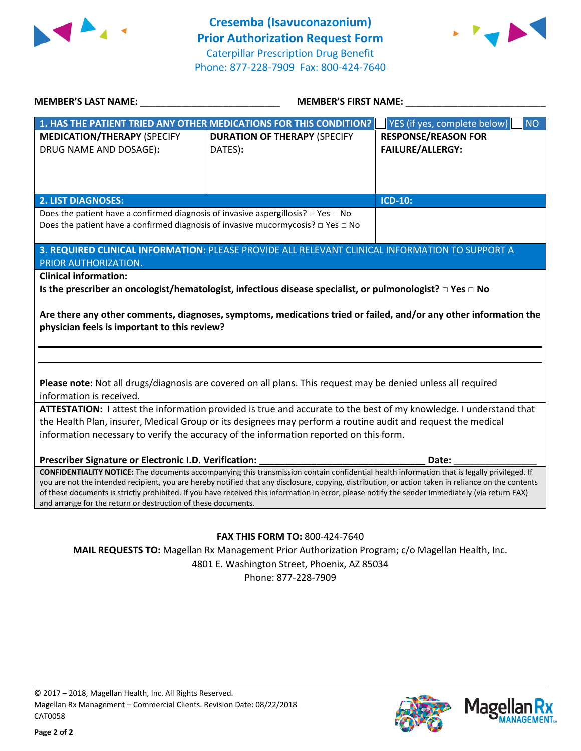# Cresemba (Isavuconazonium)
## Prior Authorization Request Form

Caterpillar Prescription Drug Benefit
Phone: 877-228-7909 Fax: 800-424-7640

**MEMBER'S LAST NAME:** ___________________________ **MEMBER'S FIRST NAME:** ___________________________

| **1. HAS THE PATIENT TRIED ANY OTHER MEDICATIONS FOR THIS CONDITION?** | | ☐ YES (if yes, complete below) ☐ NO |
|---|---|---|
| **MEDICATION/THERAPY** (SPECIFY DRUG NAME AND DOSAGE): | **DURATION OF THERAPY** (SPECIFY DATES): | **RESPONSE/REASON FOR FAILURE/ALLERGY:** |
| | | |

| **2. LIST DIAGNOSES:** | **ICD-10:** |
|---|---|
| Does the patient have a confirmed diagnosis of invasive aspergillosis? □ Yes □ No<br>Does the patient have a confirmed diagnosis of invasive mucormycosis? □ Yes □ No | |

**3. REQUIRED CLINICAL INFORMATION:** PLEASE PROVIDE ALL RELEVANT CLINICAL INFORMATION TO SUPPORT A PRIOR AUTHORIZATION.

**Clinical information:**

**Is the prescriber an oncologist/hematologist, infectious disease specialist, or pulmonologist? □ Yes □ No**

**Are there any other comments, diagnoses, symptoms, medications tried or failed, and/or any other information the physician feels is important to this review?**

___________________________________________________________________________

___________________________________________________________________________

**Please note:** Not all drugs/diagnosis are covered on all plans. This request may be denied unless all required information is received.

**ATTESTATION:** I attest the information provided is true and accurate to the best of my knowledge. I understand that the Health Plan, insurer, Medical Group or its designees may perform a routine audit and request the medical information necessary to verify the accuracy of the information reported on this form.

**Prescriber Signature or Electronic I.D. Verification:** ________________________________ **Date:** ________________

**CONFIDENTIALITY NOTICE:** The documents accompanying this transmission contain confidential health information that is legally privileged. If you are not the intended recipient, you are hereby notified that any disclosure, copying, distribution, or action taken in reliance on the contents of these documents is strictly prohibited. If you have received this information in error, please notify the sender immediately (via return FAX) and arrange for the return or destruction of these documents.

**FAX THIS FORM TO:** 800-424-7640

**MAIL REQUESTS TO:** Magellan Rx Management Prior Authorization Program; c/o Magellan Health, Inc.
4801 E. Washington Street, Phoenix, AZ 85034
Phone: 877-228-7909

© 2017 – 2018, Magellan Health, Inc. All Rights Reserved.
Magellan Rx Management – Commercial Clients. Revision Date: 08/22/2018
CAT0058